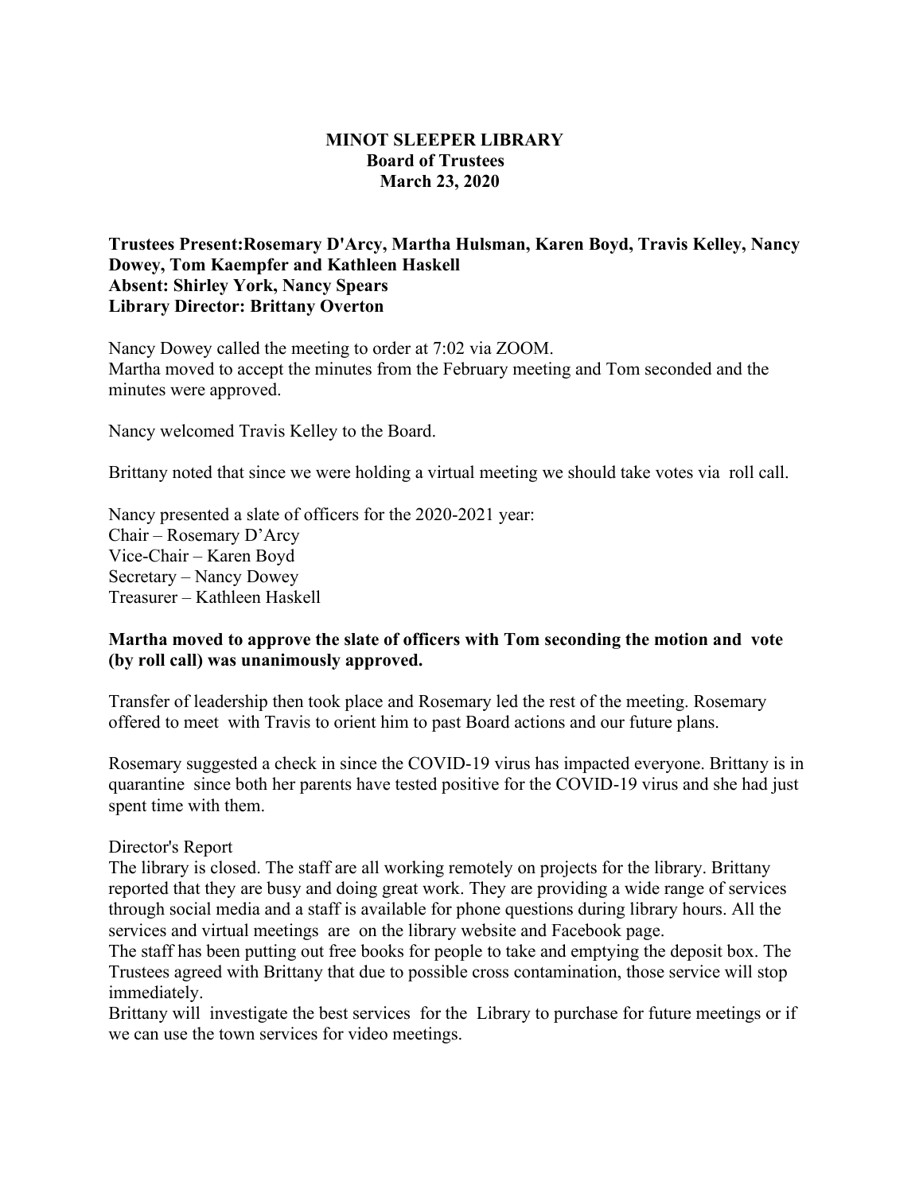**MINOT SLEEPER LIBRARY**
**Board of Trustees**
**March 23, 2020**

**Trustees Present:Rosemary D'Arcy, Martha Hulsman, Karen Boyd, Travis Kelley, Nancy Dowey, Tom Kaempfer and Kathleen Haskell**
**Absent: Shirley York, Nancy Spears**
**Library Director: Brittany Overton**

Nancy Dowey called the meeting to order at 7:02 via ZOOM.
Martha moved to accept the minutes from the February meeting and Tom seconded and the minutes were approved.

Nancy welcomed Travis Kelley to the Board.

Brittany noted that since we were holding a virtual meeting we should take votes via roll call.

Nancy presented a slate of officers for the 2020-2021 year:
Chair – Rosemary D'Arcy
Vice-Chair – Karen Boyd
Secretary – Nancy Dowey
Treasurer – Kathleen Haskell

**Martha moved to approve the slate of officers with Tom seconding the motion and vote (by roll call) was unanimously approved.**

Transfer of leadership then took place and Rosemary led the rest of the meeting. Rosemary offered to meet with Travis to orient him to past Board actions and our future plans.

Rosemary suggested a check in since the COVID-19 virus has impacted everyone. Brittany is in quarantine since both her parents have tested positive for the COVID-19 virus and she had just spent time with them.

Director's Report
The library is closed. The staff are all working remotely on projects for the library. Brittany reported that they are busy and doing great work. They are providing a wide range of services through social media and a staff is available for phone questions during library hours. All the services and virtual meetings are on the library website and Facebook page.
The staff has been putting out free books for people to take and emptying the deposit box. The Trustees agreed with Brittany that due to possible cross contamination, those service will stop immediately.
Brittany will investigate the best services for the Library to purchase for future meetings or if we can use the town services for video meetings.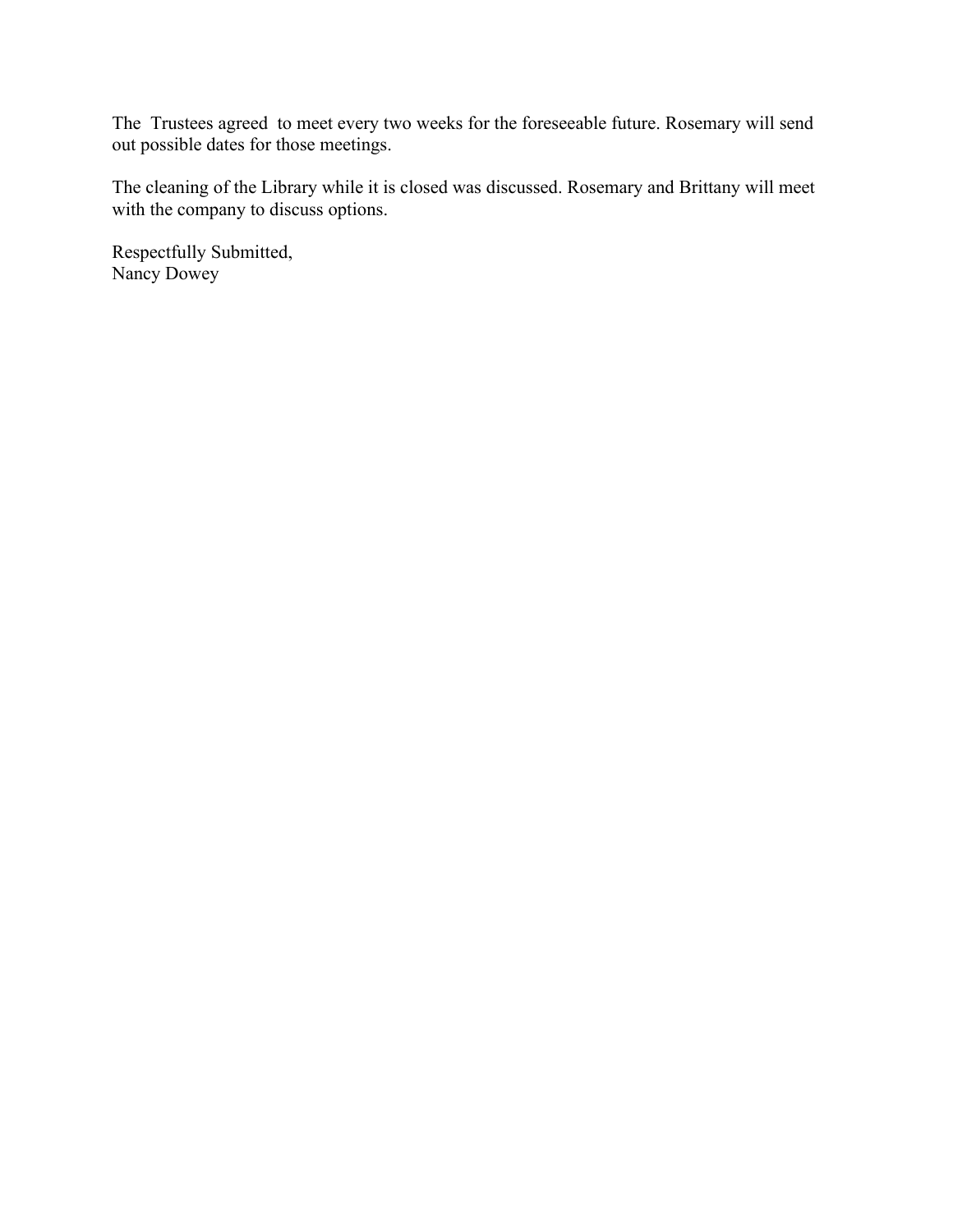The Trustees agreed to meet every two weeks for the foreseeable future. Rosemary will send out possible dates for those meetings.

The cleaning of the Library while it is closed was discussed. Rosemary and Brittany will meet with the company to discuss options.

Respectfully Submitted,
Nancy Dowey